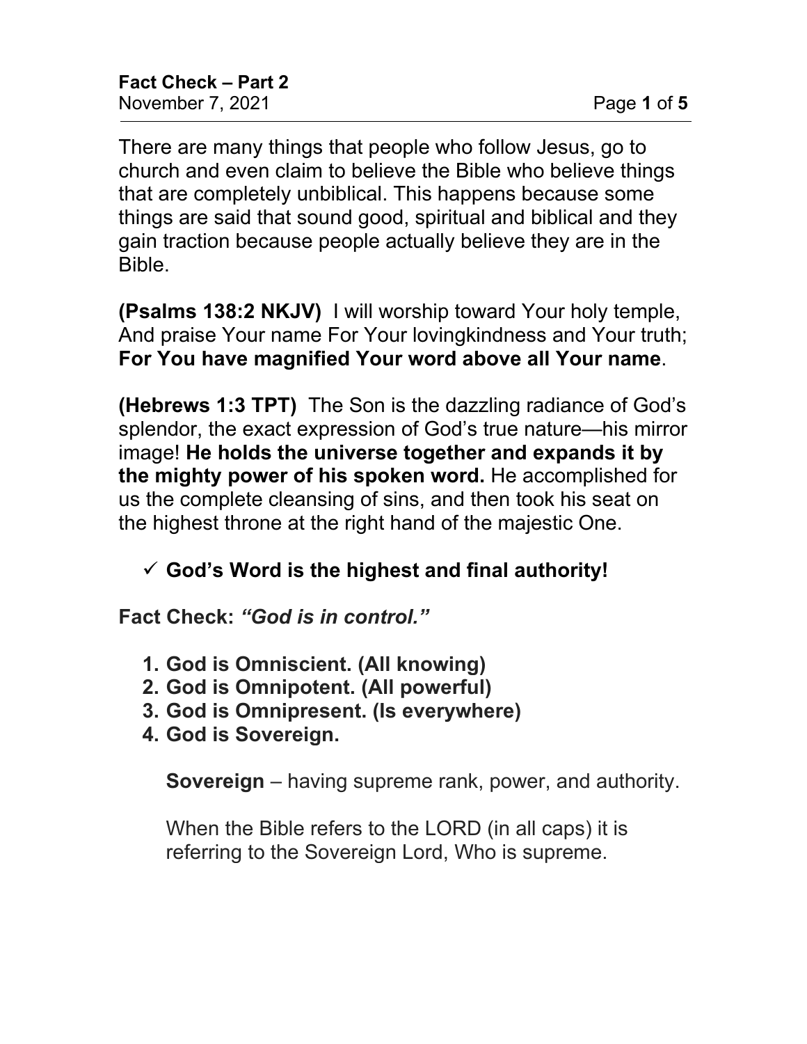There are many things that people who follow Jesus, go to church and even claim to believe the Bible who believe things that are completely unbiblical. This happens because some things are said that sound good, spiritual and biblical and they gain traction because people actually believe they are in the Bible.

**(Psalms 138:2 NKJV)** I will worship toward Your holy temple, And praise Your name For Your lovingkindness and Your truth; **For You have magnified Your word above all Your name**.

**(Hebrews 1:3 TPT)** The Son is the dazzling radiance of God's splendor, the exact expression of God's true nature—his mirror image! **He holds the universe together and expands it by the mighty power of his spoken word.** He accomplished for us the complete cleansing of sins, and then took his seat on the highest throne at the right hand of the majestic One.

- ✓ **God's Word is the highest and final authority!**

**Fact Check:** ***"God is in control."***

1. **God is Omniscient. (All knowing)**
2. **God is Omnipotent. (All powerful)**
3. **God is Omnipresent. (Is everywhere)**
4. **God is Sovereign.**

   **Sovereign** – having supreme rank, power, and authority.

   When the Bible refers to the LORD (in all caps) it is referring to the Sovereign Lord, Who is supreme.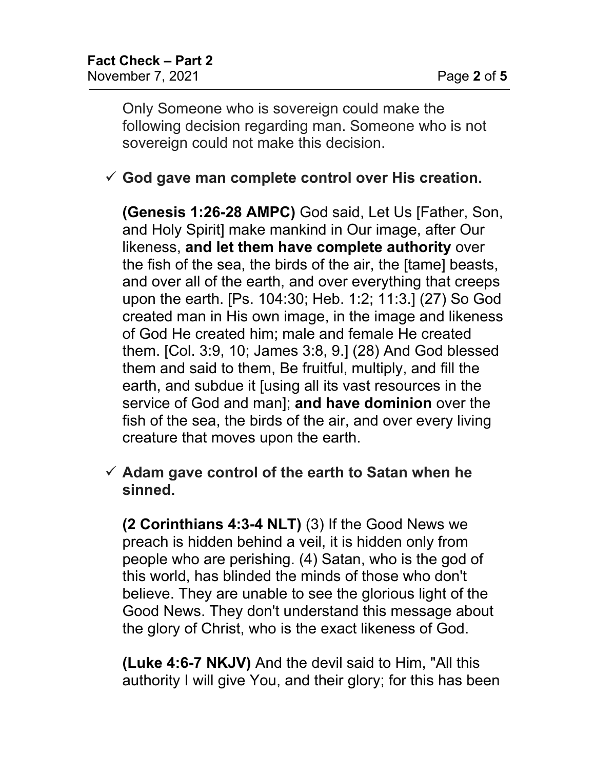Only Someone who is sovereign could make the following decision regarding man. Someone who is not sovereign could not make this decision.

- ✓ **God gave man complete control over His creation.**

  **(Genesis 1:26-28 AMPC)** God said, Let Us [Father, Son, and Holy Spirit] make mankind in Our image, after Our likeness, **and let them have complete authority** over the fish of the sea, the birds of the air, the [tame] beasts, and over all of the earth, and over everything that creeps upon the earth. [Ps. 104:30; Heb. 1:2; 11:3.] (27) So God created man in His own image, in the image and likeness of God He created him; male and female He created them. [Col. 3:9, 10; James 3:8, 9.] (28) And God blessed them and said to them, Be fruitful, multiply, and fill the earth, and subdue it [using all its vast resources in the service of God and man]; **and have dominion** over the fish of the sea, the birds of the air, and over every living creature that moves upon the earth.

- ✓ **Adam gave control of the earth to Satan when he sinned.**

  **(2 Corinthians 4:3-4 NLT)** (3) If the Good News we preach is hidden behind a veil, it is hidden only from people who are perishing. (4) Satan, who is the god of this world, has blinded the minds of those who don't believe. They are unable to see the glorious light of the Good News. They don't understand this message about the glory of Christ, who is the exact likeness of God.

  **(Luke 4:6-7 NKJV)** And the devil said to Him, "All this authority I will give You, and their glory; for this has been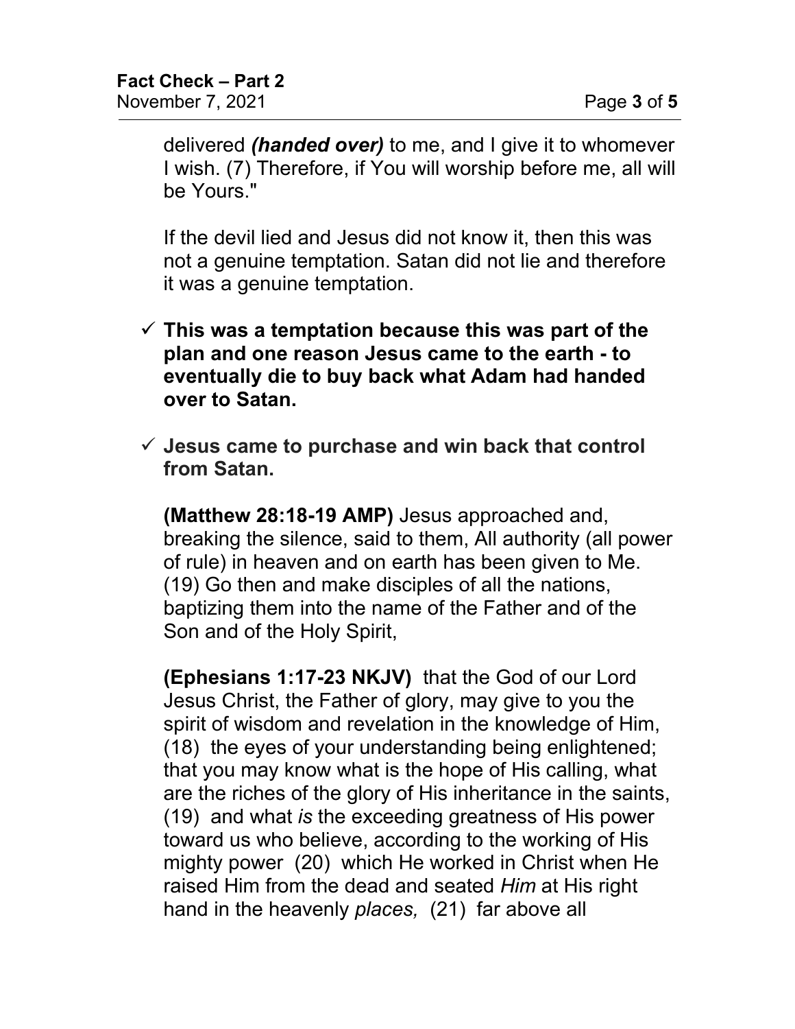delivered ***(handed over)*** to me, and I give it to whomever I wish. (7) Therefore, if You will worship before me, all will be Yours."

If the devil lied and Jesus did not know it, then this was not a genuine temptation. Satan did not lie and therefore it was a genuine temptation.

- ✓ **This was a temptation because this was part of the plan and one reason Jesus came to the earth - to eventually die to buy back what Adam had handed over to Satan.**

- ✓ **Jesus came to purchase and win back that control from Satan.**

**(Matthew 28:18-19 AMP)** Jesus approached and, breaking the silence, said to them, All authority (all power of rule) in heaven and on earth has been given to Me. (19) Go then and make disciples of all the nations, baptizing them into the name of the Father and of the Son and of the Holy Spirit,

**(Ephesians 1:17-23 NKJV)** that the God of our Lord Jesus Christ, the Father of glory, may give to you the spirit of wisdom and revelation in the knowledge of Him, (18) the eyes of your understanding being enlightened; that you may know what is the hope of His calling, what are the riches of the glory of His inheritance in the saints, (19) and what *is* the exceeding greatness of His power toward us who believe, according to the working of His mighty power (20) which He worked in Christ when He raised Him from the dead and seated *Him* at His right hand in the heavenly *places,* (21) far above all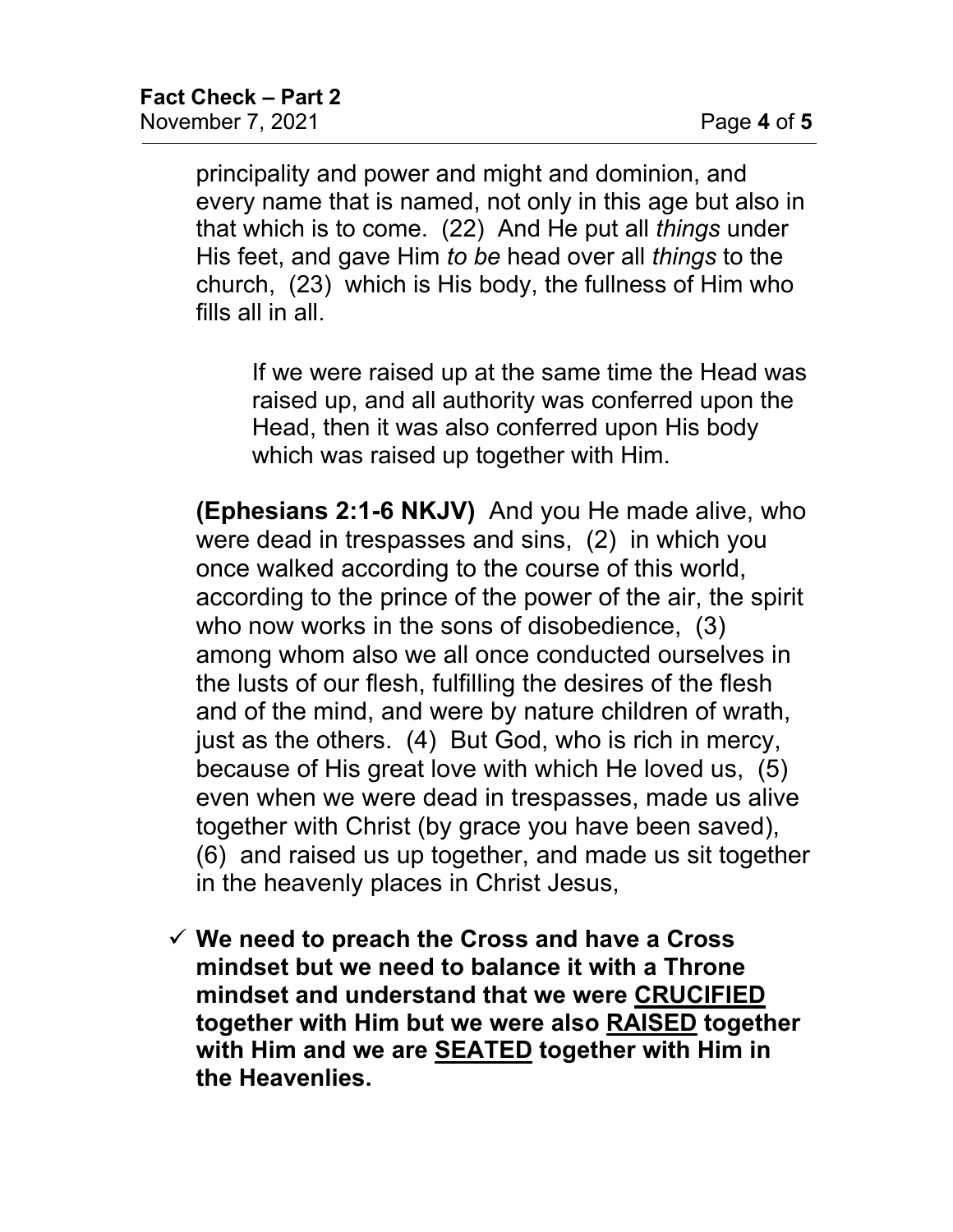principality and power and might and dominion, and every name that is named, not only in this age but also in that which is to come. (22) And He put all *things* under His feet, and gave Him *to be* head over all *things* to the church, (23) which is His body, the fullness of Him who fills all in all.

> If we were raised up at the same time the Head was raised up, and all authority was conferred upon the Head, then it was also conferred upon His body which was raised up together with Him.

**(Ephesians 2:1-6 NKJV)** And you He made alive, who were dead in trespasses and sins, (2) in which you once walked according to the course of this world, according to the prince of the power of the air, the spirit who now works in the sons of disobedience, (3) among whom also we all once conducted ourselves in the lusts of our flesh, fulfilling the desires of the flesh and of the mind, and were by nature children of wrath, just as the others. (4) But God, who is rich in mercy, because of His great love with which He loved us, (5) even when we were dead in trespasses, made us alive together with Christ (by grace you have been saved), (6) and raised us up together, and made us sit together in the heavenly places in Christ Jesus,

- ✓ **We need to preach the Cross and have a Cross mindset but we need to balance it with a Throne mindset and understand that we were <u>CRUCIFIED</u> together with Him but we were also <u>RAISED</u> together with Him and we are <u>SEATED</u> together with Him in the Heavenlies.**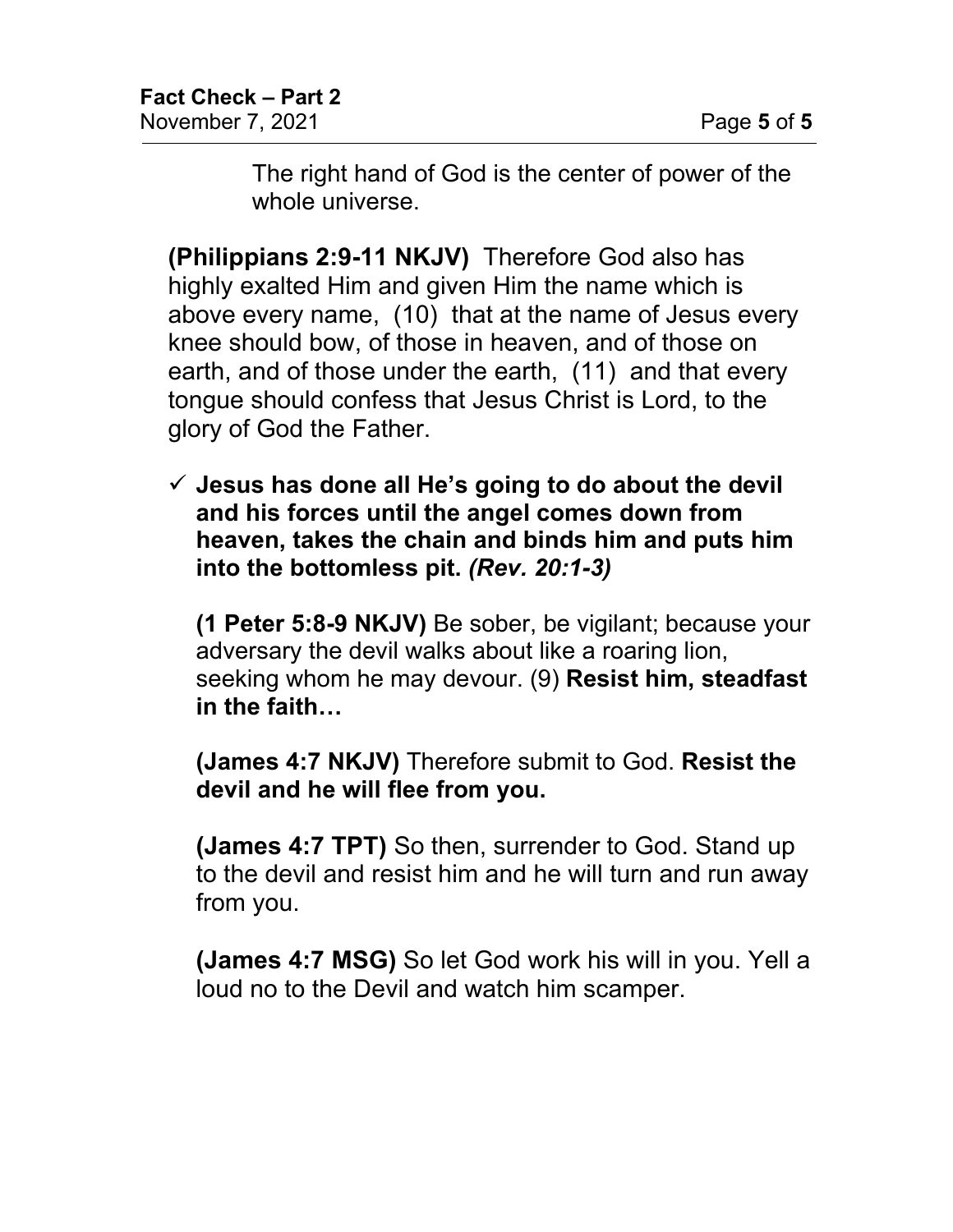The right hand of God is the center of power of the whole universe.

**(Philippians 2:9-11 NKJV)** Therefore God also has highly exalted Him and given Him the name which is above every name, (10) that at the name of Jesus every knee should bow, of those in heaven, and of those on earth, and of those under the earth, (11) and that every tongue should confess that Jesus Christ is Lord, to the glory of God the Father.

- ✓ **Jesus has done all He's going to do about the devil and his forces until the angel comes down from heaven, takes the chain and binds him and puts him into the bottomless pit.** ***(Rev. 20:1-3)***

  **(1 Peter 5:8-9 NKJV)** Be sober, be vigilant; because your adversary the devil walks about like a roaring lion, seeking whom he may devour. (9) **Resist him, steadfast in the faith…**

  **(James 4:7 NKJV)** Therefore submit to God. **Resist the devil and he will flee from you.**

  **(James 4:7 TPT)** So then, surrender to God. Stand up to the devil and resist him and he will turn and run away from you.

  **(James 4:7 MSG)** So let God work his will in you. Yell a loud no to the Devil and watch him scamper.